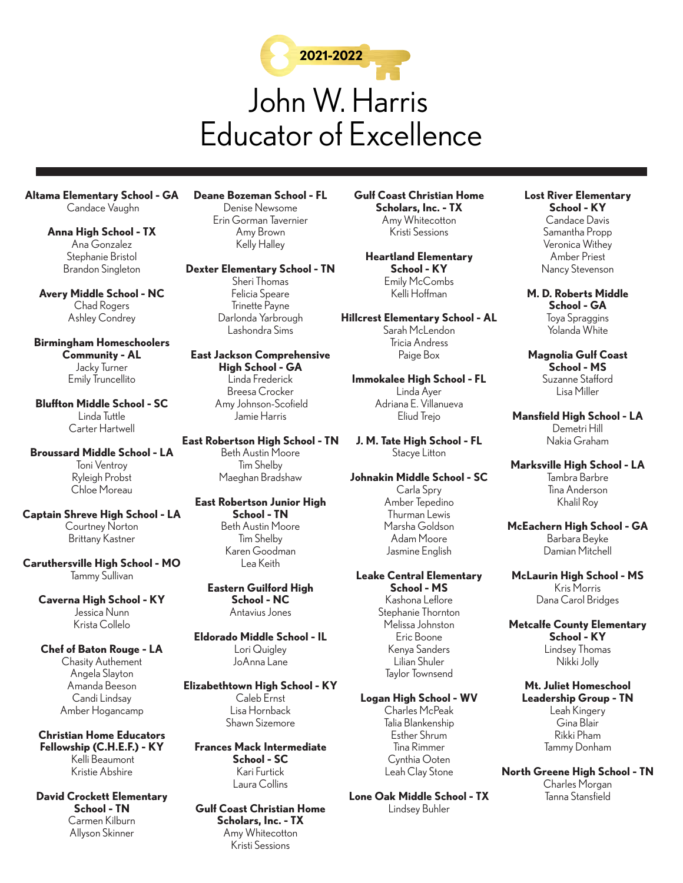2021-2022

# John W. Harris Educator of Excellence

**Altama Elementary School - GA**
Candace Vaughn

**Anna High School - TX**
Ana Gonzalez
Stephanie Bristol
Brandon Singleton

**Avery Middle School - NC**
Chad Rogers
Ashley Condrey

**Birmingham Homeschoolers Community - AL**
Jacky Turner
Emily Truncellito

**Bluffton Middle School - SC**
Linda Tuttle
Carter Hartwell

**Broussard Middle School - LA**
Toni Ventroy
Ryleigh Probst
Chloe Moreau

**Captain Shreve High School - LA**
Courtney Norton
Brittany Kastner

**Caruthersville High School - MO**
Tammy Sullivan

**Caverna High School - KY**
Jessica Nunn
Krista Collelo

**Chef of Baton Rouge - LA**
Chasity Authement
Angela Slayton
Amanda Beeson
Candi Lindsay
Amber Hogancamp

**Christian Home Educators Fellowship (C.H.E.F.) - KY**
Kelli Beaumont
Kristie Abshire

**David Crockett Elementary School - TN**
Carmen Kilburn
Allyson Skinner

**Deane Bozeman School - FL**
Denise Newsome
Erin Gorman Tavernier
Amy Brown
Kelly Halley

**Dexter Elementary School - TN**
Sheri Thomas
Felicia Speare
Trinette Payne
Darlonda Yarbrough
Lashondra Sims

**East Jackson Comprehensive High School - GA**
Linda Frederick
Breesa Crocker
Amy Johnson-Scofield
Jamie Harris

**East Robertson High School - TN**
Beth Austin Moore
Tim Shelby
Maeghan Bradshaw

**East Robertson Junior High School - TN**
Beth Austin Moore
Tim Shelby
Karen Goodman
Lea Keith

**Eastern Guilford High School - NC**
Antavius Jones

**Eldorado Middle School - IL**
Lori Quigley
JoAnna Lane

**Elizabethtown High School - KY**
Caleb Ernst
Lisa Hornback
Shawn Sizemore

**Frances Mack Intermediate School - SC**
Kari Furtick
Laura Collins

**Gulf Coast Christian Home Scholars, Inc. - TX**
Amy Whitecotton
Kristi Sessions

**Gulf Coast Christian Home Scholars, Inc. - TX**
Amy Whitecotton
Kristi Sessions

**Heartland Elementary School - KY**
Emily McCombs
Kelli Hoffman

**Hillcrest Elementary School - AL**
Sarah McLendon
Tricia Andress
Paige Box

**Immokalee High School - FL**
Linda Ayer
Adriana E. Villanueva
Eliud Trejo

**J. M. Tate High School - FL**
Stacye Litton

**Johnakin Middle School - SC**
Carla Spry
Amber Tepedino
Thurman Lewis
Marsha Goldson
Adam Moore
Jasmine English

**Leake Central Elementary School - MS**
Kashona Leflore
Stephanie Thornton
Melissa Johnston
Eric Boone
Kenya Sanders
Lilian Shuler
Taylor Townsend

**Logan High School - WV**
Charles McPeak
Talia Blankenship
Esther Shrum
Tina Rimmer
Cynthia Ooten
Leah Clay Stone

**Lone Oak Middle School - TX**
Lindsey Buhler

**Lost River Elementary School - KY**
Candace Davis
Samantha Propp
Veronica Withey
Amber Priest
Nancy Stevenson

**M. D. Roberts Middle School - GA**
Toya Spraggins
Yolanda White

**Magnolia Gulf Coast School - MS**
Suzanne Stafford
Lisa Miller

**Mansfield High School - LA**
Demetri Hill
Nakia Graham

**Marksville High School - LA**
Tambra Barbre
Tina Anderson
Khalil Roy

**McEachern High School - GA**
Barbara Beyke
Damian Mitchell

**McLaurin High School - MS**
Kris Morris
Dana Carol Bridges

**Metcalfe County Elementary School - KY**
Lindsey Thomas
Nikki Jolly

**Mt. Juliet Homeschool Leadership Group - TN**
Leah Kingery
Gina Blair
Rikki Pham
Tammy Donham

**North Greene High School - TN**
Charles Morgan
Tanna Stansfield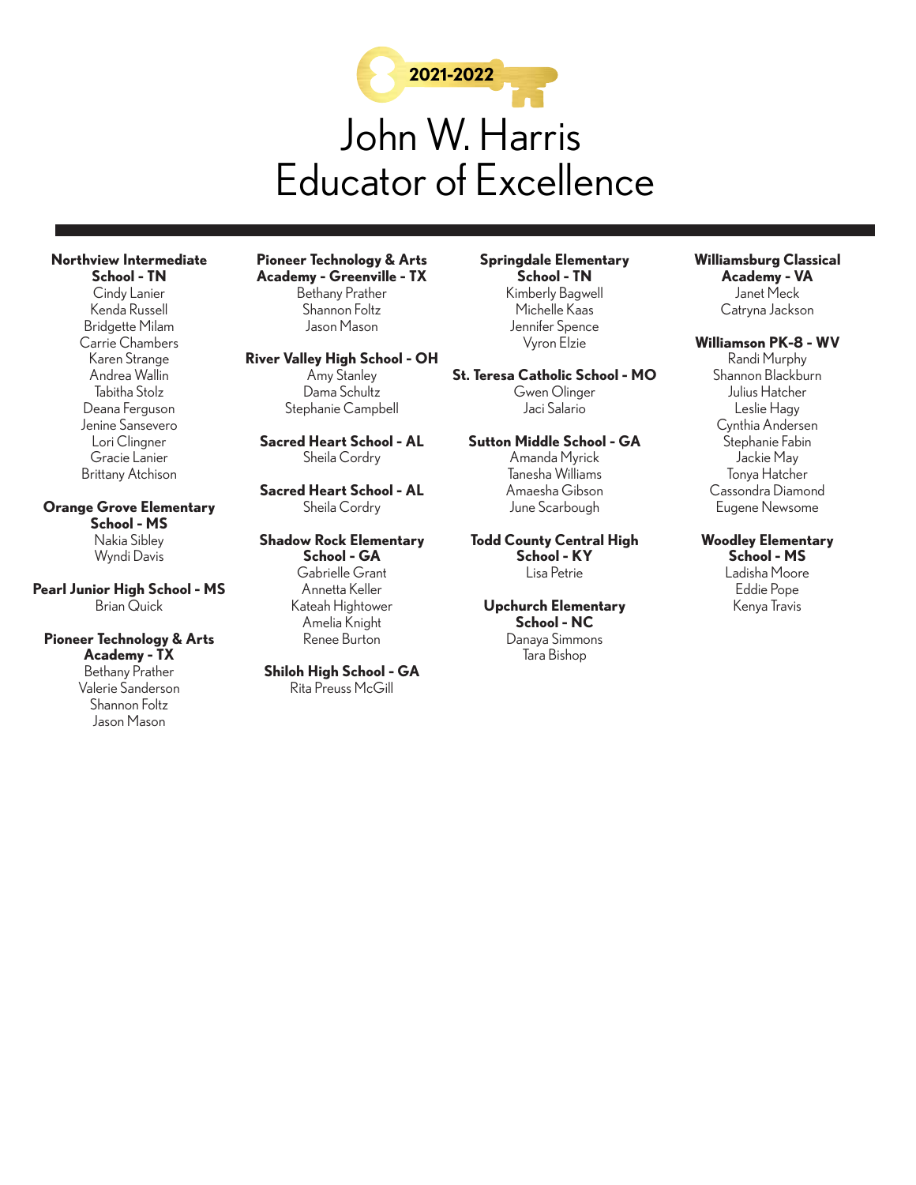2021-2022

# John W. Harris Educator of Excellence

**Northview Intermediate School - TN**
Cindy Lanier
Kenda Russell
Bridgette Milam
Carrie Chambers
Karen Strange
Andrea Wallin
Tabitha Stolz
Deana Ferguson
Jenine Sansevero
Lori Clingner
Gracie Lanier
Brittany Atchison

**Orange Grove Elementary School - MS**
Nakia Sibley
Wyndi Davis

**Pearl Junior High School - MS**
Brian Quick

**Pioneer Technology & Arts Academy - TX**
Bethany Prather
Valerie Sanderson
Shannon Foltz
Jason Mason

**Pioneer Technology & Arts Academy - Greenville - TX**
Bethany Prather
Shannon Foltz
Jason Mason

**River Valley High School - OH**
Amy Stanley
Dama Schultz
Stephanie Campbell

**Sacred Heart School - AL**
Sheila Cordry

**Sacred Heart School - AL**
Sheila Cordry

**Shadow Rock Elementary School - GA**
Gabrielle Grant
Annetta Keller
Kateah Hightower
Amelia Knight
Renee Burton

**Shiloh High School - GA**
Rita Preuss McGill

**Springdale Elementary School - TN**
Kimberly Bagwell
Michelle Kaas
Jennifer Spence
Vyron Elzie

**St. Teresa Catholic School - MO**
Gwen Olinger
Jaci Salario

**Sutton Middle School - GA**
Amanda Myrick
Tanesha Williams
Amaesha Gibson
June Scarbough

**Todd County Central High School - KY**
Lisa Petrie

**Upchurch Elementary School - NC**
Danaya Simmons
Tara Bishop

**Williamsburg Classical Academy - VA**
Janet Meck
Catryna Jackson

**Williamson PK-8 - WV**
Randi Murphy
Shannon Blackburn
Julius Hatcher
Leslie Hagy
Cynthia Andersen
Stephanie Fabin
Jackie May
Tonya Hatcher
Cassondra Diamond
Eugene Newsome

**Woodley Elementary School - MS**
Ladisha Moore
Eddie Pope
Kenya Travis